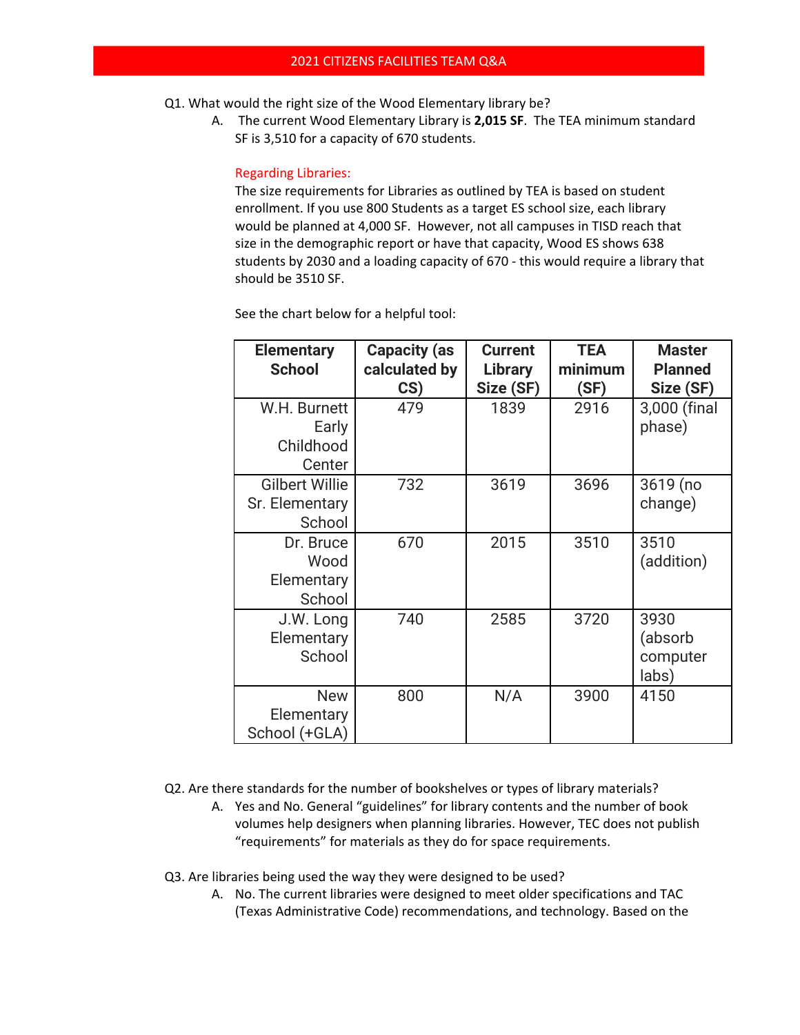# 2021 CITIZENS FACILITIES TEAM Q&A

Q1. What would the right size of the Wood Elementary library be?

A. The current Wood Elementary Library is **2,015 SF**. The TEA minimum standard SF is 3,510 for a capacity of 670 students.

Regarding Libraries:

The size requirements for Libraries as outlined by TEA is based on student enrollment. If you use 800 Students as a target ES school size, each library would be planned at 4,000 SF. However, not all campuses in TISD reach that size in the demographic report or have that capacity, Wood ES shows 638 students by 2030 and a loading capacity of 670 - this would require a library that should be 3510 SF.

See the chart below for a helpful tool:

| Elementary School | Capacity (as calculated by CS) | Current Library Size (SF) | TEA minimum (SF) | Master Planned Size (SF) |
|---|---|---|---|---|
| W.H. Burnett Early Childhood Center | 479 | 1839 | 2916 | 3,000 (final phase) |
| Gilbert Willie Sr. Elementary School | 732 | 3619 | 3696 | 3619 (no change) |
| Dr. Bruce Wood Elementary School | 670 | 2015 | 3510 | 3510 (addition) |
| J.W. Long Elementary School | 740 | 2585 | 3720 | 3930 (absorb computer labs) |
| New Elementary School (+GLA) | 800 | N/A | 3900 | 4150 |

Q2. Are there standards for the number of bookshelves or types of library materials?

A. Yes and No. General "guidelines" for library contents and the number of book volumes help designers when planning libraries. However, TEC does not publish "requirements" for materials as they do for space requirements.

Q3. Are libraries being used the way they were designed to be used?

A. No. The current libraries were designed to meet older specifications and TAC (Texas Administrative Code) recommendations, and technology. Based on the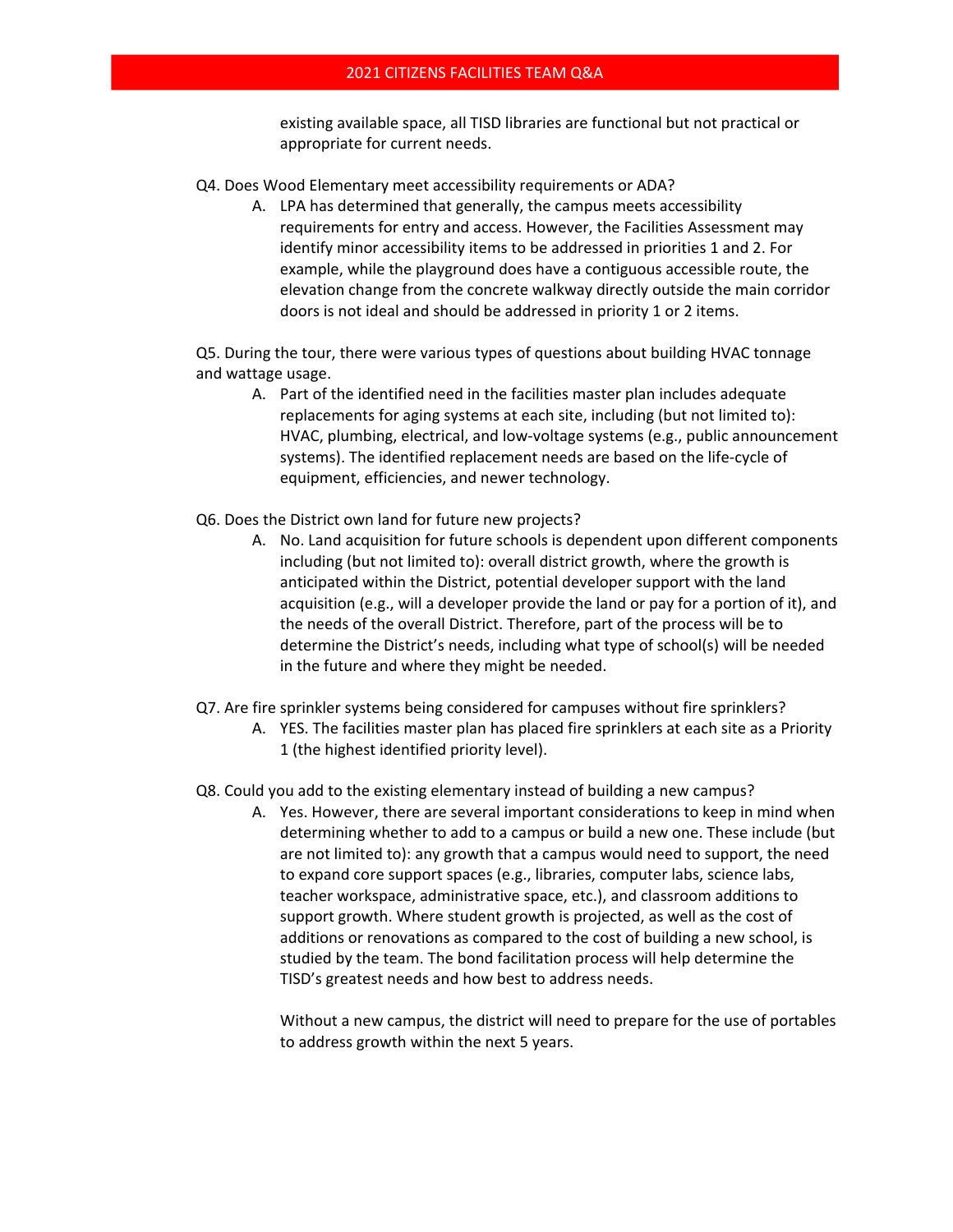existing available space, all TISD libraries are functional but not practical or appropriate for current needs.

Q4. Does Wood Elementary meet accessibility requirements or ADA?

A. LPA has determined that generally, the campus meets accessibility requirements for entry and access. However, the Facilities Assessment may identify minor accessibility items to be addressed in priorities 1 and 2. For example, while the playground does have a contiguous accessible route, the elevation change from the concrete walkway directly outside the main corridor doors is not ideal and should be addressed in priority 1 or 2 items.

Q5. During the tour, there were various types of questions about building HVAC tonnage and wattage usage.

A. Part of the identified need in the facilities master plan includes adequate replacements for aging systems at each site, including (but not limited to): HVAC, plumbing, electrical, and low-voltage systems (e.g., public announcement systems). The identified replacement needs are based on the life-cycle of equipment, efficiencies, and newer technology.

Q6. Does the District own land for future new projects?

A. No. Land acquisition for future schools is dependent upon different components including (but not limited to): overall district growth, where the growth is anticipated within the District, potential developer support with the land acquisition (e.g., will a developer provide the land or pay for a portion of it), and the needs of the overall District. Therefore, part of the process will be to determine the District's needs, including what type of school(s) will be needed in the future and where they might be needed.

Q7. Are fire sprinkler systems being considered for campuses without fire sprinklers?

A. YES. The facilities master plan has placed fire sprinklers at each site as a Priority 1 (the highest identified priority level).

Q8. Could you add to the existing elementary instead of building a new campus?

A. Yes. However, there are several important considerations to keep in mind when determining whether to add to a campus or build a new one. These include (but are not limited to): any growth that a campus would need to support, the need to expand core support spaces (e.g., libraries, computer labs, science labs, teacher workspace, administrative space, etc.), and classroom additions to support growth. Where student growth is projected, as well as the cost of additions or renovations as compared to the cost of building a new school, is studied by the team. The bond facilitation process will help determine the TISD's greatest needs and how best to address needs.

Without a new campus, the district will need to prepare for the use of portables to address growth within the next 5 years.